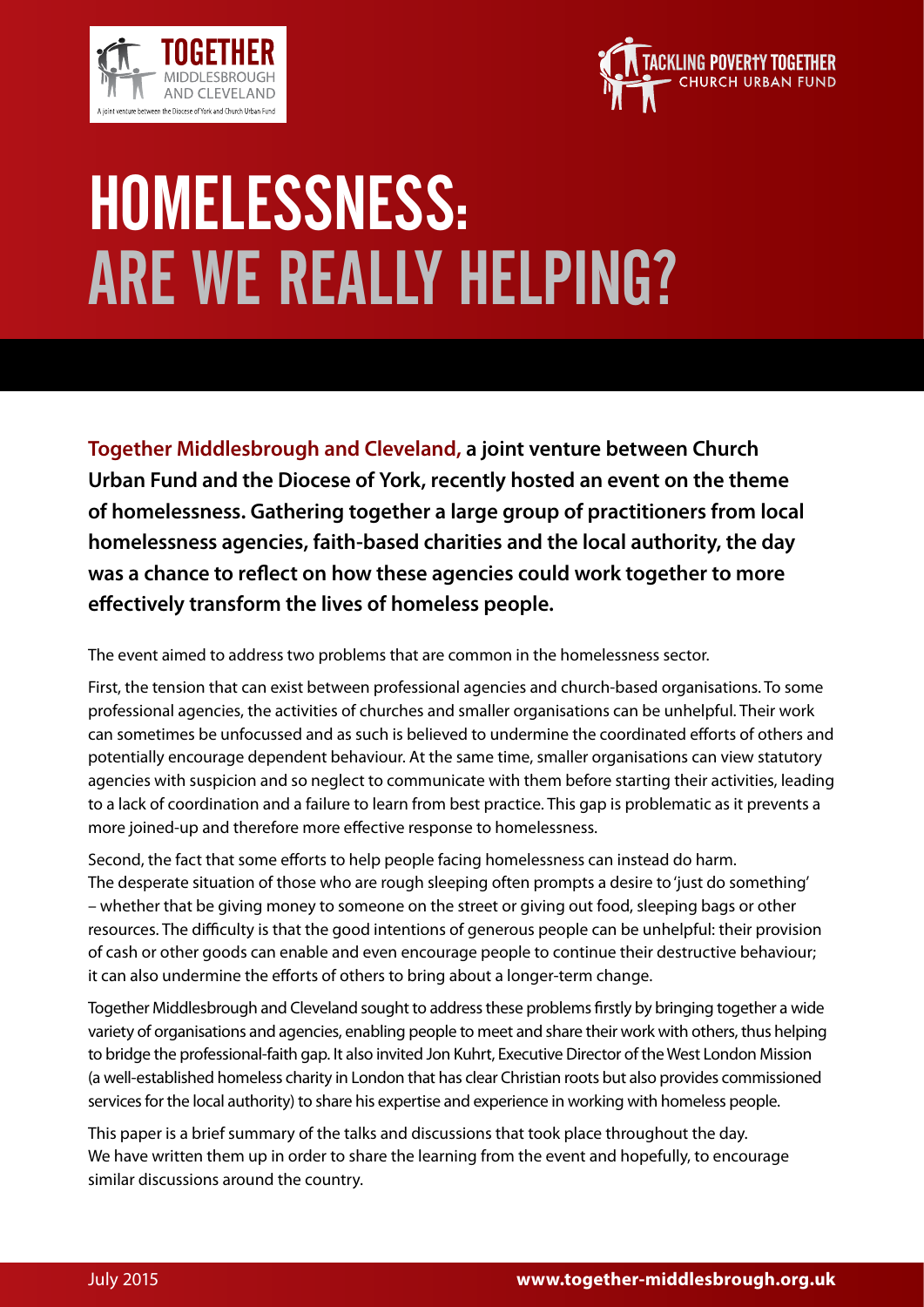# HOMELESSNESS: ARE WE REALLY HELPING?

**Together Middlesbrough and Cleveland, a joint venture between Church Urban Fund and the Diocese of York, recently hosted an event on the theme of homelessness. Gathering together a large group of practitioners from local homelessness agencies, faith-based charities and the local authority, the day was a chance to reflect on how these agencies could work together to more effectively transform the lives of homeless people.**

The event aimed to address two problems that are common in the homelessness sector.

First, the tension that can exist between professional agencies and church-based organisations. To some professional agencies, the activities of churches and smaller organisations can be unhelpful. Their work can sometimes be unfocussed and as such is believed to undermine the coordinated efforts of others and potentially encourage dependent behaviour. At the same time, smaller organisations can view statutory agencies with suspicion and so neglect to communicate with them before starting their activities, leading to a lack of coordination and a failure to learn from best practice. This gap is problematic as it prevents a more joined-up and therefore more effective response to homelessness.

Second, the fact that some efforts to help people facing homelessness can instead do harm. The desperate situation of those who are rough sleeping often prompts a desire to 'just do something' – whether that be giving money to someone on the street or giving out food, sleeping bags or other resources. The difficulty is that the good intentions of generous people can be unhelpful: their provision of cash or other goods can enable and even encourage people to continue their destructive behaviour; it can also undermine the efforts of others to bring about a longer-term change.

Together Middlesbrough and Cleveland sought to address these problems firstly by bringing together a wide variety of organisations and agencies, enabling people to meet and share their work with others, thus helping to bridge the professional-faith gap. It also invited Jon Kuhrt, Executive Director of the West London Mission (a well-established homeless charity in London that has clear Christian roots but also provides commissioned services for the local authority) to share his expertise and experience in working with homeless people.

This paper is a brief summary of the talks and discussions that took place throughout the day. We have written them up in order to share the learning from the event and hopefully, to encourage similar discussions around the country.

July 2015 **www.together-middlesbrough.org.uk**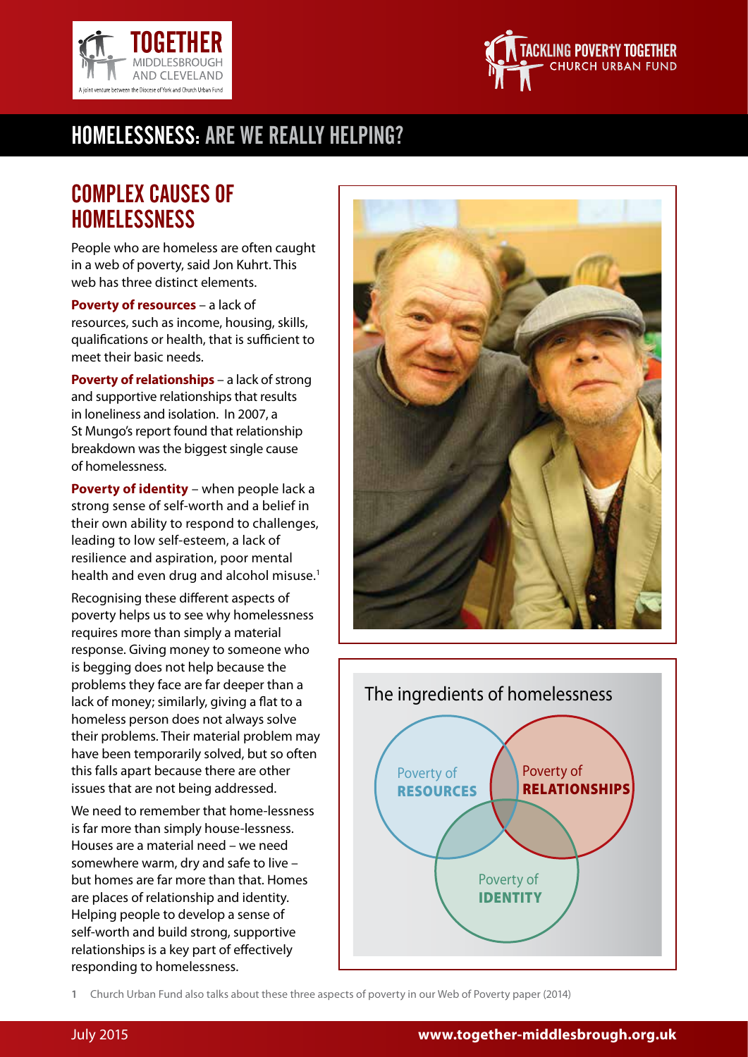# HOMELESSNESS: ARE WE REALLY HELPING?

## COMPLEX CAUSES OF HOMELESSNESS

People who are homeless are often caught in a web of poverty, said Jon Kuhrt. This web has three distinct elements.

**Poverty of resources** – a lack of resources, such as income, housing, skills, qualifications or health, that is sufficient to meet their basic needs.

**Poverty of relationships** – a lack of strong and supportive relationships that results in loneliness and isolation. In 2007, a St Mungo's report found that relationship breakdown was the biggest single cause of homelessness.

**Poverty of identity** – when people lack a strong sense of self-worth and a belief in their own ability to respond to challenges, leading to low self-esteem, a lack of resilience and aspiration, poor mental health and even drug and alcohol misuse.[1]

Recognising these different aspects of poverty helps us to see why homelessness requires more than simply a material response. Giving money to someone who is begging does not help because the problems they face are far deeper than a lack of money; similarly, giving a flat to a homeless person does not always solve their problems. Their material problem may have been temporarily solved, but so often this falls apart because there are other issues that are not being addressed.

We need to remember that home-lessness is far more than simply house-lessness. Houses are a material need – we need somewhere warm, dry and safe to live – but homes are far more than that. Homes are places of relationship and identity. Helping people to develop a sense of self-worth and build strong, supportive relationships is a key part of effectively responding to homelessness.

The ingredients of homelessness

Poverty of **RESOURCES**

Poverty of **RELATIONSHIPS**

Poverty of **IDENTITY**

1 Church Urban Fund also talks about these three aspects of poverty in our Web of Poverty paper (2014)

July 2015 **www.together-middlesbrough.org.uk**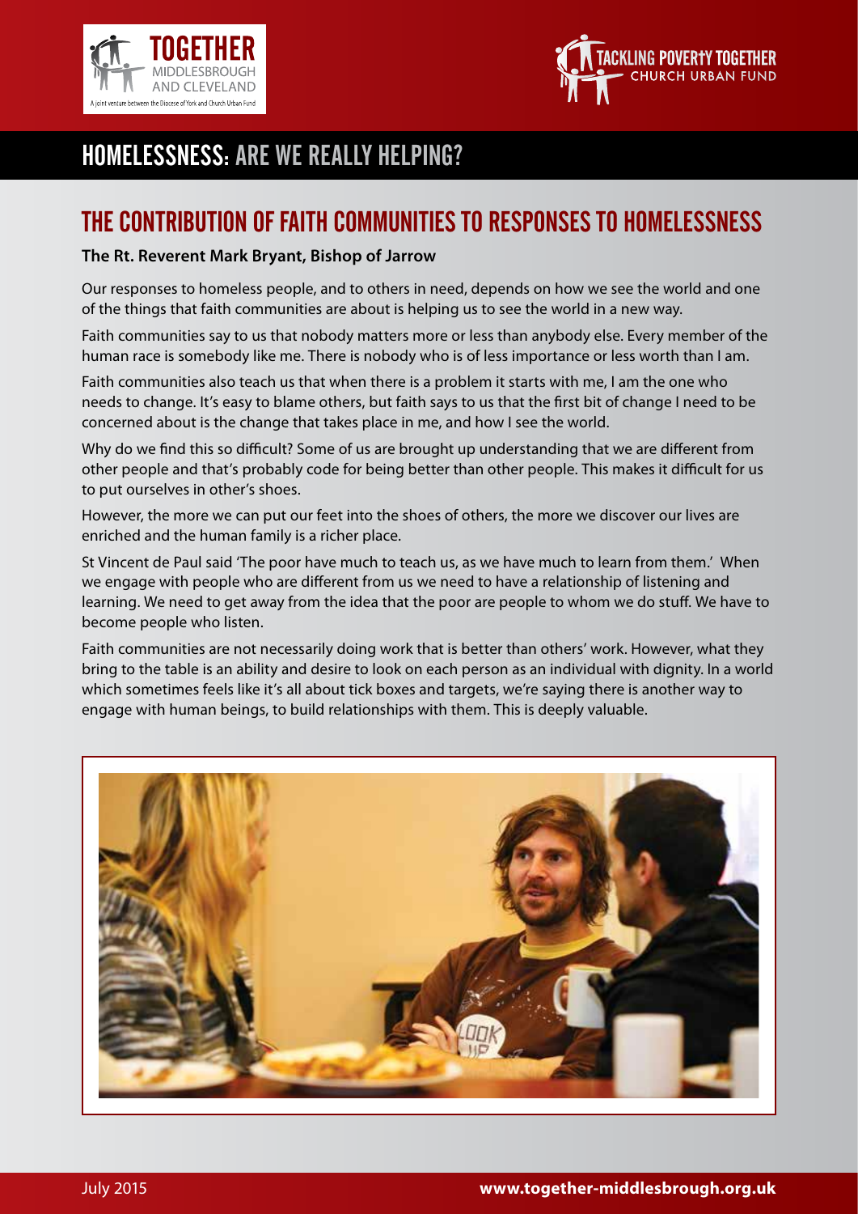# HOMELESSNESS: ARE WE REALLY HELPING?

## THE CONTRIBUTION OF FAITH COMMUNITIES TO RESPONSES TO HOMELESSNESS

**The Rt. Reverent Mark Bryant, Bishop of Jarrow**

Our responses to homeless people, and to others in need, depends on how we see the world and one of the things that faith communities are about is helping us to see the world in a new way.

Faith communities say to us that nobody matters more or less than anybody else. Every member of the human race is somebody like me. There is nobody who is of less importance or less worth than I am.

Faith communities also teach us that when there is a problem it starts with me, I am the one who needs to change. It's easy to blame others, but faith says to us that the first bit of change I need to be concerned about is the change that takes place in me, and how I see the world.

Why do we find this so difficult? Some of us are brought up understanding that we are different from other people and that's probably code for being better than other people. This makes it difficult for us to put ourselves in other's shoes.

However, the more we can put our feet into the shoes of others, the more we discover our lives are enriched and the human family is a richer place.

St Vincent de Paul said 'The poor have much to teach us, as we have much to learn from them.' When we engage with people who are different from us we need to have a relationship of listening and learning. We need to get away from the idea that the poor are people to whom we do stuff. We have to become people who listen.

Faith communities are not necessarily doing work that is better than others' work. However, what they bring to the table is an ability and desire to look on each person as an individual with dignity. In a world which sometimes feels like it's all about tick boxes and targets, we're saying there is another way to engage with human beings, to build relationships with them. This is deeply valuable.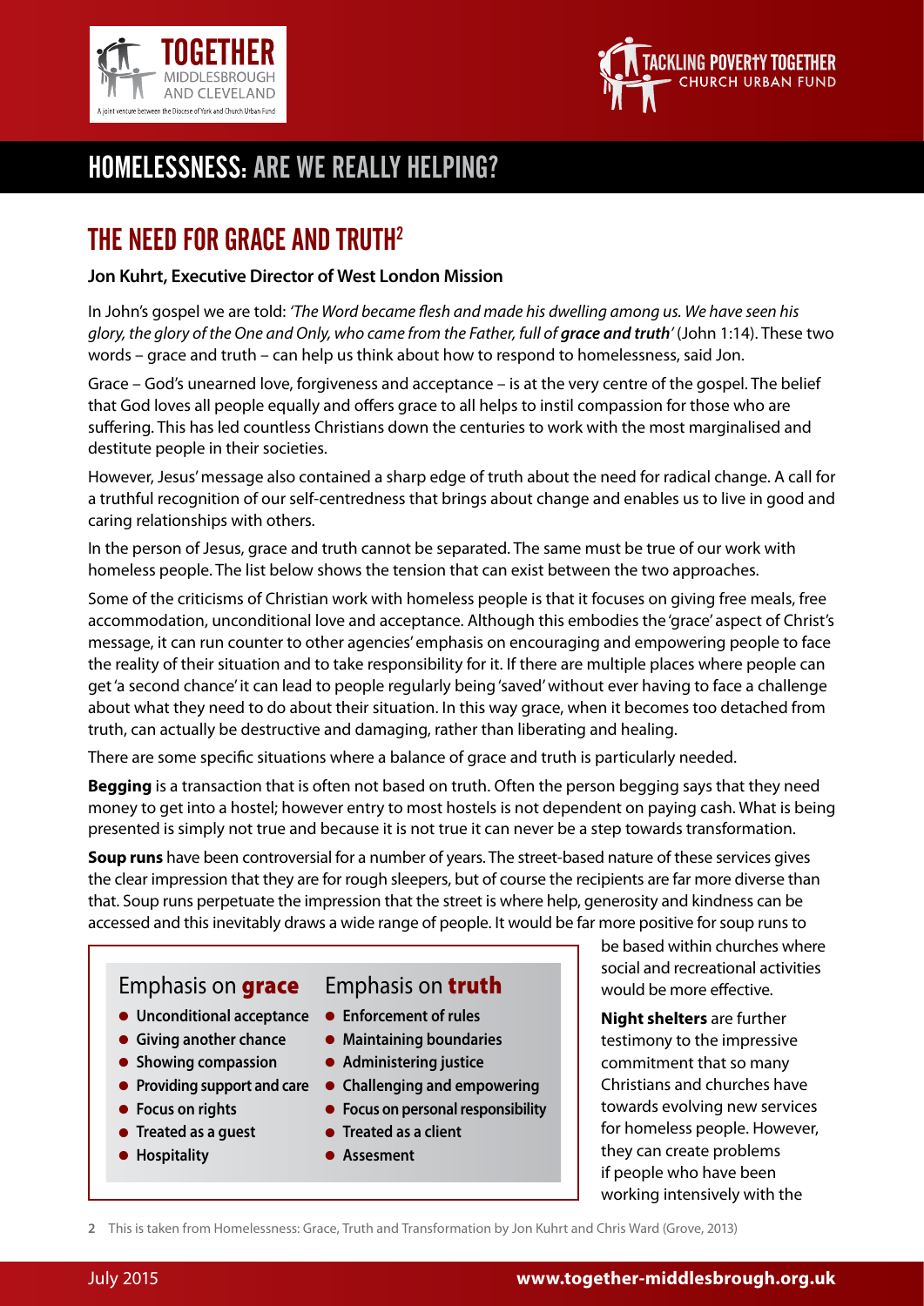# HOMELESSNESS: ARE WE REALLY HELPING?

## THE NEED FOR GRACE AND TRUTH[2]

**Jon Kuhrt, Executive Director of West London Mission**

In John's gospel we are told: *'The Word became flesh and made his dwelling among us. We have seen his glory, the glory of the One and Only, who came from the Father, full of **grace and truth**'* (John 1:14). These two words – grace and truth – can help us think about how to respond to homelessness, said Jon.

Grace – God's unearned love, forgiveness and acceptance – is at the very centre of the gospel. The belief that God loves all people equally and offers grace to all helps to instil compassion for those who are suffering. This has led countless Christians down the centuries to work with the most marginalised and destitute people in their societies.

However, Jesus' message also contained a sharp edge of truth about the need for radical change. A call for a truthful recognition of our self-centredness that brings about change and enables us to live in good and caring relationships with others.

In the person of Jesus, grace and truth cannot be separated. The same must be true of our work with homeless people. The list below shows the tension that can exist between the two approaches.

Some of the criticisms of Christian work with homeless people is that it focuses on giving free meals, free accommodation, unconditional love and acceptance. Although this embodies the 'grace' aspect of Christ's message, it can run counter to other agencies' emphasis on encouraging and empowering people to face the reality of their situation and to take responsibility for it. If there are multiple places where people can get 'a second chance' it can lead to people regularly being 'saved' without ever having to face a challenge about what they need to do about their situation. In this way grace, when it becomes too detached from truth, can actually be destructive and damaging, rather than liberating and healing.

There are some specific situations where a balance of grace and truth is particularly needed.

**Begging** is a transaction that is often not based on truth. Often the person begging says that they need money to get into a hostel; however entry to most hostels is not dependent on paying cash. What is being presented is simply not true and because it is not true it can never be a step towards transformation.

**Soup runs** have been controversial for a number of years. The street-based nature of these services gives the clear impression that they are for rough sleepers, but of course the recipients are far more diverse than that. Soup runs perpetuate the impression that the street is where help, generosity and kindness can be accessed and this inevitably draws a wide range of people. It would be far more positive for soup runs to be based within churches where social and recreational activities would be more effective.

| Emphasis on **grace** | Emphasis on **truth** |
|---|---|
| Unconditional acceptance | Enforcement of rules |
| Giving another chance | Maintaining boundaries |
| Showing compassion | Administering justice |
| Providing support and care | Challenging and empowering |
| Focus on rights | Focus on personal responsibility |
| Treated as a guest | Treated as a client |
| Hospitality | Assesment |

**Night shelters** are further testimony to the impressive commitment that so many Christians and churches have towards evolving new services for homeless people. However, they can create problems if people who have been working intensively with the

2 This is taken from Homelessness: Grace, Truth and Transformation by Jon Kuhrt and Chris Ward (Grove, 2013)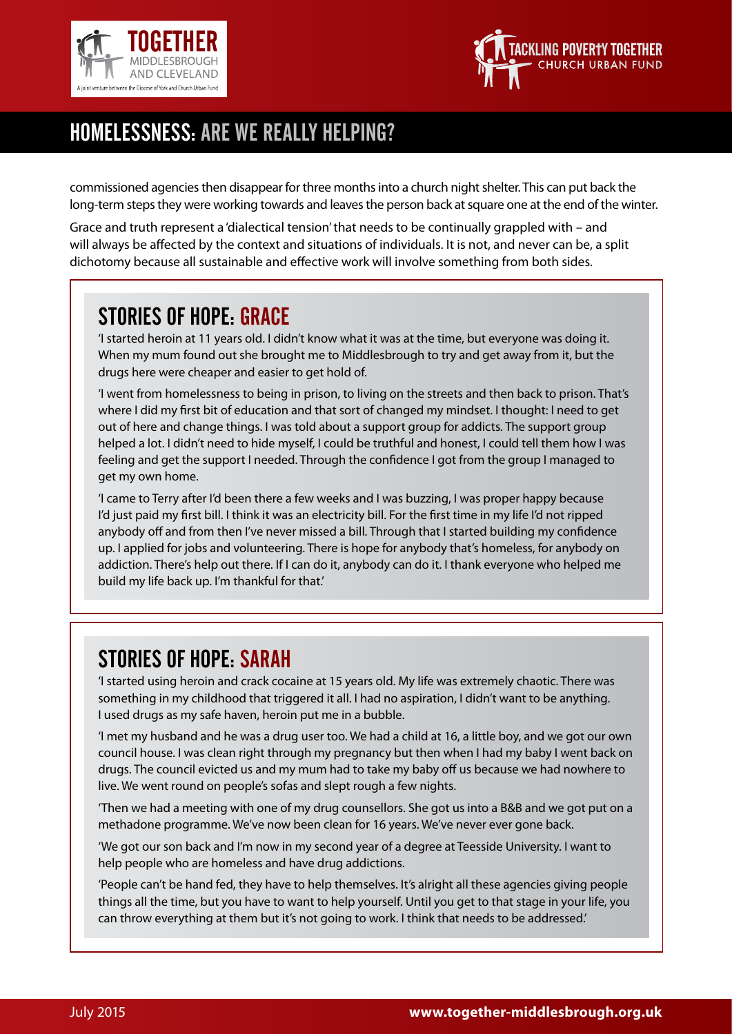commissioned agencies then disappear for three months into a church night shelter. This can put back the long-term steps they were working towards and leaves the person back at square one at the end of the winter.

Grace and truth represent a 'dialectical tension' that needs to be continually grappled with – and will always be affected by the context and situations of individuals. It is not, and never can be, a split dichotomy because all sustainable and effective work will involve something from both sides.

## STORIES OF HOPE: GRACE

'I started heroin at 11 years old. I didn't know what it was at the time, but everyone was doing it. When my mum found out she brought me to Middlesbrough to try and get away from it, but the drugs here were cheaper and easier to get hold of.

'I went from homelessness to being in prison, to living on the streets and then back to prison. That's where I did my first bit of education and that sort of changed my mindset. I thought: I need to get out of here and change things. I was told about a support group for addicts. The support group helped a lot. I didn't need to hide myself, I could be truthful and honest, I could tell them how I was feeling and get the support I needed. Through the confidence I got from the group I managed to get my own home.

'I came to Terry after I'd been there a few weeks and I was buzzing, I was proper happy because I'd just paid my first bill. I think it was an electricity bill. For the first time in my life I'd not ripped anybody off and from then I've never missed a bill. Through that I started building my confidence up. I applied for jobs and volunteering. There is hope for anybody that's homeless, for anybody on addiction. There's help out there. If I can do it, anybody can do it. I thank everyone who helped me build my life back up. I'm thankful for that.'

## STORIES OF HOPE: SARAH

'I started using heroin and crack cocaine at 15 years old. My life was extremely chaotic. There was something in my childhood that triggered it all. I had no aspiration, I didn't want to be anything. I used drugs as my safe haven, heroin put me in a bubble.

'I met my husband and he was a drug user too. We had a child at 16, a little boy, and we got our own council house. I was clean right through my pregnancy but then when I had my baby I went back on drugs. The council evicted us and my mum had to take my baby off us because we had nowhere to live. We went round on people's sofas and slept rough a few nights.

'Then we had a meeting with one of my drug counsellors. She got us into a B&B and we got put on a methadone programme. We've now been clean for 16 years. We've never ever gone back.

'We got our son back and I'm now in my second year of a degree at Teesside University. I want to help people who are homeless and have drug addictions.

'People can't be hand fed, they have to help themselves. It's alright all these agencies giving people things all the time, but you have to want to help yourself. Until you get to that stage in your life, you can throw everything at them but it's not going to work. I think that needs to be addressed.'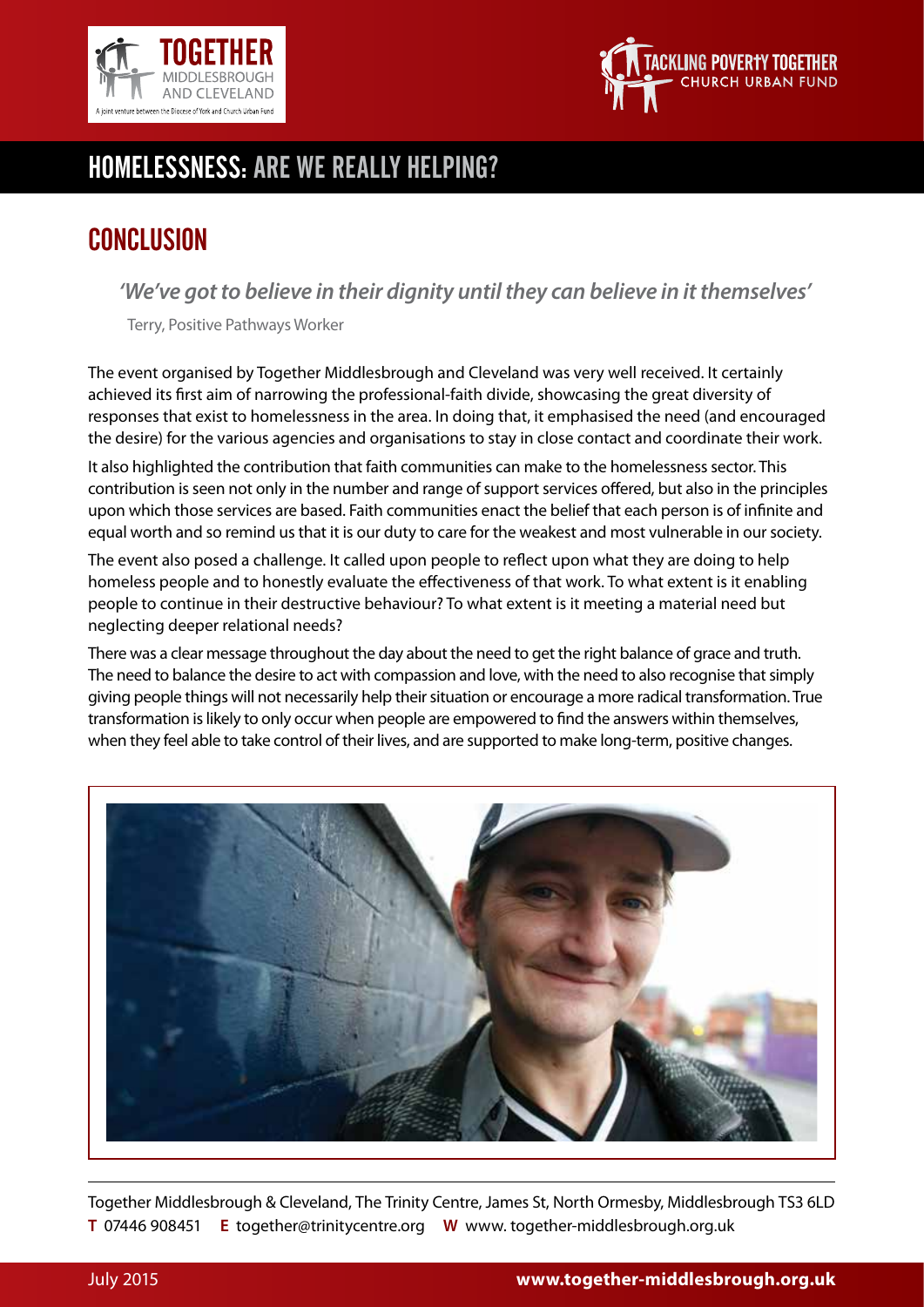# HOMELESSNESS: ARE WE REALLY HELPING?

## CONCLUSION

*'We've got to believe in their dignity until they can believe in it themselves'*

Terry, Positive Pathways Worker

The event organised by Together Middlesbrough and Cleveland was very well received. It certainly achieved its first aim of narrowing the professional-faith divide, showcasing the great diversity of responses that exist to homelessness in the area. In doing that, it emphasised the need (and encouraged the desire) for the various agencies and organisations to stay in close contact and coordinate their work.

It also highlighted the contribution that faith communities can make to the homelessness sector. This contribution is seen not only in the number and range of support services offered, but also in the principles upon which those services are based. Faith communities enact the belief that each person is of infinite and equal worth and so remind us that it is our duty to care for the weakest and most vulnerable in our society.

The event also posed a challenge. It called upon people to reflect upon what they are doing to help homeless people and to honestly evaluate the effectiveness of that work. To what extent is it enabling people to continue in their destructive behaviour? To what extent is it meeting a material need but neglecting deeper relational needs?

There was a clear message throughout the day about the need to get the right balance of grace and truth. The need to balance the desire to act with compassion and love, with the need to also recognise that simply giving people things will not necessarily help their situation or encourage a more radical transformation. True transformation is likely to only occur when people are empowered to find the answers within themselves, when they feel able to take control of their lives, and are supported to make long-term, positive changes.

Together Middlesbrough & Cleveland, The Trinity Centre, James St, North Ormesby, Middlesbrough TS3 6LD
**T** 07446 908451 **E** together@trinitycentre.org **W** www. together-middlesbrough.org.uk

July 2015 **www.together-middlesbrough.org.uk**